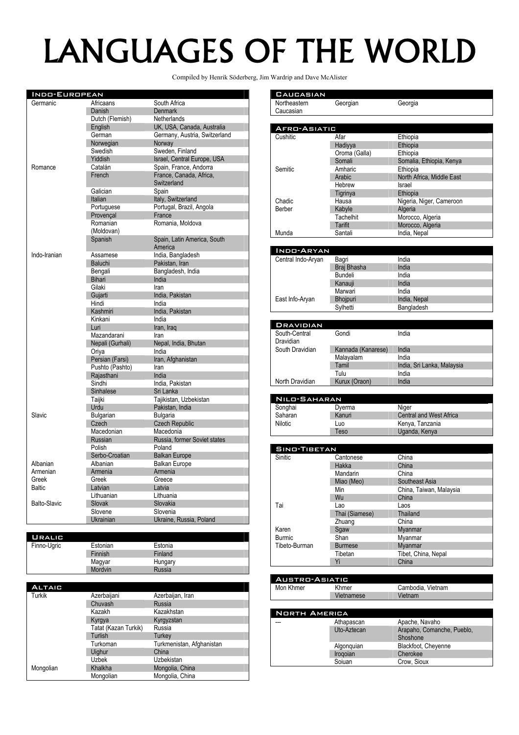# LANGUAGES OF THE WORLD

Compiled by Henrik Söderberg, Jim Wardrip and Dave McAlister

## Indo-European

| | | |
|---|---|---|
| Germanic | Africaans | South Africa |
| | Danish | Denmark |
| | Dutch (Flemish) | Netherlands |
| | English | UK, USA, Canada, Australia |
| | German | Germany, Austria, Switzerland |
| | Norwegian | Norway |
| | Swedish | Sweden, Finland |
| | Yiddish | Israel, Central Europe, USA |
| Romance | Catalán | Spain, France, Andorra |
| | French | France, Canada, Africa, Switzerland |
| | Galician | Spain |
| | Italian | Italy, Switzerland |
| | Portuguese | Portugal, Brazil, Angola |
| | Provençal | France |
| | Romanian (Moldovan) | Romania, Moldova |
| | Spanish | Spain, Latin America, South America |
| Indo-Iranian | Assamese | India, Bangladesh |
| | Baluchi | Pakistan, Iran |
| | Bengali | Bangladesh, India |
| | Bihari | India |
| | Gilaki | Iran |
| | Gujarti | India, Pakistan |
| | Hindi | India |
| | Kashmiri | India, Pakistan |
| | Kinkani | India |
| | Luri | Iran, Iraq |
| | Mazandarani | Iran |
| | Nepali (Gurhali) | Nepal, India, Bhutan |
| | Oriya | India |
| | Persian (Farsi) | Iran, Afghanistan |
| | Pushto (Pashto) | Iran |
| | Rajasthani | India |
| | Sindhi | India, Pakistan |
| | Sinhalese | Sri Lanka |
| | Taijki | Tajikistan, Uzbekistan |
| | Urdu | Pakistan, India |
| Slavic | Bulgarian | Bulgaria |
| | Czech | Czech Republic |
| | Macedonian | Macedonia |
| | Russian | Russia, former Soviet states |
| | Polish | Poland |
| | Serbo-Croatian | Balkan Europe |
| Albanian | Albanian | Balkan Europe |
| Armenian | Armenia | Armenia |
| Greek | Greek | Greece |
| Baltic | Latvian | Latvia |
| | Lithuanian | Lithuania |
| Balto-Slavic | Slovak | Slovakia |
| | Slovene | Slovenia |
| | Ukrainian | Ukraine, Russia, Poland |

## Uralic

| | | |
|---|---|---|
| Finno-Ugric | Estonian | Estonia |
| | Finnish | Finland |
| | Magyar | Hungary |
| | Mordvin | Russia |

## Altaic

| | | |
|---|---|---|
| Turkik | Azerbaijani | Azerbaijan, Iran |
| | Chuvash | Russia |
| | Kazakh | Kazakhstan |
| | Kyrgya | Kyrgyzstan |
| | Tatat (Kazan Turkik) | Russia |
| | Turlish | Turkey |
| | Turkoman | Turkmenistan, Afghanistan |
| | Uighur | China |
| | Uzbek | Uzbekistan |
| Mongolian | Khalkha | Mongolia, China |
| | Mongolian | Mongolia, China |

## Caucasian

| | | |
|---|---|---|
| Northeastern Caucasian | Georgian | Georgia |

## Afro-Asiatic

| | | |
|---|---|---|
| Cushitic | Afar | Ethiopia |
| | Hadiyya | Ethiopia |
| | Oroma (Galla) | Ethiopia |
| | Somali | Somalia, Ethiopia, Kenya |
| Semitic | Amharic | Ethiopia |
| | Arabic | North Africa, Middle East |
| | Hebrew | Israel |
| | Tigrinya | Ethiopia |
| Chadic | Hausa | Nigeria, Niger, Cameroon |
| Berber | Kabyle | Algeria |
| | Tachelhit | Morocco, Algeria |
| | Tarifit | Morocco, Algeria |
| Munda | Santali | India, Nepal |

## Indo-Aryan

| | | |
|---|---|---|
| Central Indo-Aryan | Bagri | India |
| | Braj Bhasha | India |
| | Bundeli | India |
| | Kanauji | India |
| | Marwari | India |
| East Info-Aryan | Bhojpuri | India, Nepal |
| | Sylhetti | Bangladesh |

## Dravidian

| | | |
|---|---|---|
| South-Central Dravidian | Gondi | India |
| South Dravidian | Kannada (Kanarese) | India |
| | Malayalam | India |
| | Tamil | India, Sri Lanka, Malaysia |
| | Tulu | India |
| North Dravidian | Kurux (Oraon) | India |

## Nilo-Saharan

| | | |
|---|---|---|
| Songhai | Dyerma | Niger |
| Saharan | Kanuri | Central and West Africa |
| Nilotic | Luo | Kenya, Tanzania |
| | Teso | Uganda, Kenya |

## Sino-Tibetan

| | | |
|---|---|---|
| Sinitic | Cantonese | China |
| | Hakka | China |
| | Mandarin | China |
| | Miao (Meo) | Southeast Asia |
| | Min | China, Taiwan, Malaysia |
| | Wu | China |
| Tai | Lao | Laos |
| | Thai (Siamese) | Thailand |
| | Zhuang | China |
| Karen | Sgaw | Myanmar |
| Burmic | Shan | Myanmar |
| Tibeto-Burman | Burmese | Myanmar |
| | Tibetan | Tibet, China, Nepal |
| | Yi | China |

## Austro-Asiatic

| | | |
|---|---|---|
| Mon Khmer | Khmer | Cambodia, Vietnam |
| | Vietnamese | Vietnam |

## North America

| | | |
|---|---|---|
| --- | Athapascan | Apache, Navaho |
| | Uto-Aztecan | Arapaho, Comanche, Pueblo, Shoshone |
| | Algonquian | Blackfoot, Cheyenne |
| | Iroqoian | Cherokee |
| | Soiuan | Crow, Sioux |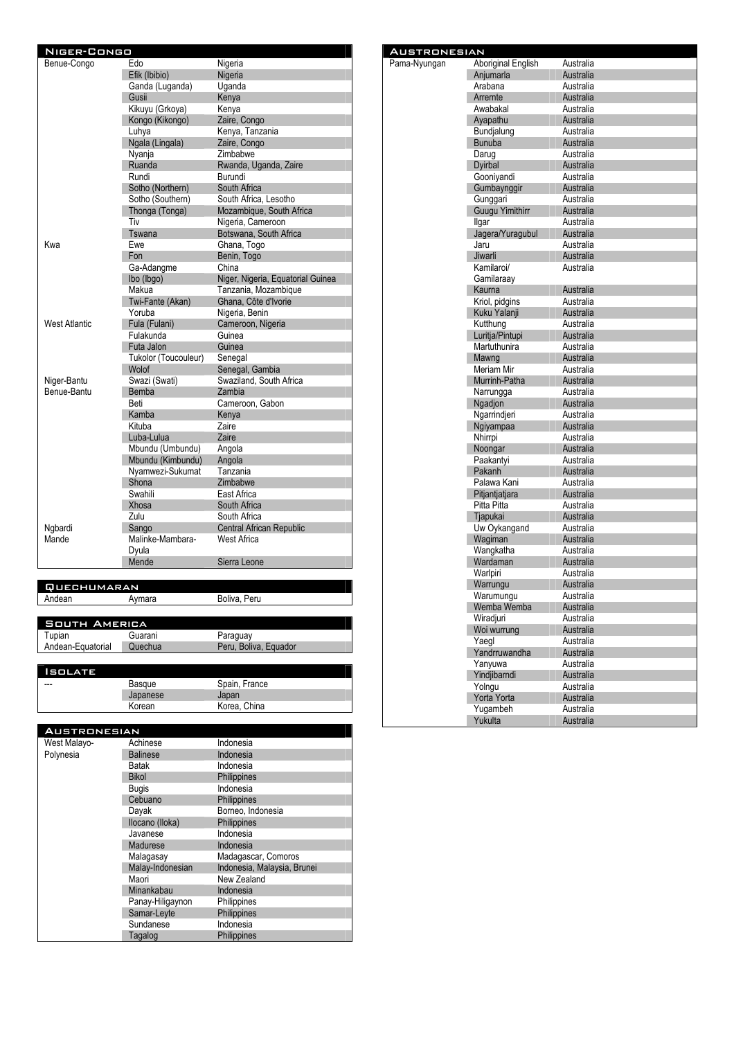## Niger-Congo

| | | |
|---|---|---|
| Benue-Congo | Edo | Nigeria |
| | Efik (Ibibio) | Nigeria |
| | Ganda (Luganda) | Uganda |
| | Gusii | Kenya |
| | Kikuyu (Grkoya) | Kenya |
| | Kongo (Kikongo) | Zaire, Congo |
| | Luhya | Kenya, Tanzania |
| | Ngala (Lingala) | Zaire, Congo |
| | Nyanja | Zimbabwe |
| | Ruanda | Rwanda, Uganda, Zaire |
| | Rundi | Burundi |
| | Sotho (Northern) | South Africa |
| | Sotho (Southern) | South Africa, Lesotho |
| | Thonga (Tonga) | Mozambique, South Africa |
| | Tiv | Nigeria, Cameroon |
| | Tswana | Botswana, South Africa |
| Kwa | Ewe | Ghana, Togo |
| | Fon | Benin, Togo |
| | Ga-Adangme | China |
| | Ibo (Ibgo) | Niger, Nigeria, Equatorial Guinea |
| | Makua | Tanzania, Mozambique |
| | Twi-Fante (Akan) | Ghana, Côte d'Ivorie |
| | Yoruba | Nigeria, Benin |
| West Atlantic | Fula (Fulani) | Cameroon, Nigeria |
| | Fulakunda | Guinea |
| | Futa Jalon | Guinea |
| | Tukolor (Toucouleur) | Senegal |
| | Wolof | Senegal, Gambia |
| Niger-Bantu | Swazi (Swati) | Swaziland, South Africa |
| Benue-Bantu | Bemba | Zambia |
| | Beti | Cameroon, Gabon |
| | Kamba | Kenya |
| | Kituba | Zaire |
| | Luba-Lulua | Zaire |
| | Mbundu (Umbundu) | Angola |
| | Mbundu (Kimbundu) | Angola |
| | Nyamwezi-Sukumat | Tanzania |
| | Shona | Zimbabwe |
| | Swahili | East Africa |
| | Xhosa | South Africa |
| | Zulu | South Africa |
| Ngbardi | Sango | Central African Republic |
| Mande | Malinke-Mambara-Dyula | West Africa |
| | Mende | Sierra Leone |

## Quechumaran

| | | |
|---|---|---|
| Andean | Aymara | Bolivia, Peru |

## South America

| | | |
|---|---|---|
| Tupian | Guarani | Paraguay |
| Andean-Equatorial | Quechua | Peru, Bolivia, Equador |

## Isolate

| | | |
|---|---|---|
| --- | Basque | Spain, France |
| | Japanese | Japan |
| | Korean | Korea, China |

## Austronesian

| | | |
|---|---|---|
| West Malayo-Polynesia | Achinese | Indonesia |
| | Balinese | Indonesia |
| | Batak | Indonesia |
| | Bikol | Philippines |
| | Bugis | Indonesia |
| | Cebuano | Philippines |
| | Dayak | Borneo, Indonesia |
| | Ilocano (Iloka) | Philippines |
| | Javanese | Indonesia |
| | Madurese | Indonesia |
| | Malagasay | Madagascar, Comoros |
| | Malay-Indonesian | Indonesia, Malaysia, Brunei |
| | Maori | New Zealand |
| | Minankabau | Indonesia |
| | Panay-Hiligaynon | Philippines |
| | Samar-Leyte | Philippines |
| | Sundanese | Indonesia |
| | Tagalog | Philippines |

## Austronesian

| | | |
|---|---|---|
| Pama-Nyungan | Aboriginal English | Australia |
| | Anjumarla | Australia |
| | Arabana | Australia |
| | Arrernte | Australia |
| | Awabakal | Australia |
| | Ayapathu | Australia |
| | Bundjalung | Australia |
| | Bunuba | Australia |
| | Darug | Australia |
| | Dyirbal | Australia |
| | Gooniyandi | Australia |
| | Gumbaynggir | Australia |
| | Gunggari | Australia |
| | Guugu Yimithirr | Australia |
| | Ilgar | Australia |
| | Jagera/Yuragubul | Australia |
| | Jaru | Australia |
| | Jiwarli | Australia |
| | Kamilaroi/ Gamilaraay | Australia |
| | Kaurna | Australia |
| | Kriol, pidgins | Australia |
| | Kuku Yalanji | Australia |
| | Kutthung | Australia |
| | Luritja/Pintupi | Australia |
| | Martuthunira | Australia |
| | Mawng | Australia |
| | Meriam Mir | Australia |
| | Murrinh-Patha | Australia |
| | Narrungga | Australia |
| | Ngadjon | Australia |
| | Ngarrindjeri | Australia |
| | Ngiyampaa | Australia |
| | Nhirrpi | Australia |
| | Noongar | Australia |
| | Paakantyi | Australia |
| | Pakanh | Australia |
| | Palawa Kani | Australia |
| | Pitjantjatjara | Australia |
| | Pitta Pitta | Australia |
| | Tjapukai | Australia |
| | Uw Oykangand | Australia |
| | Wagiman | Australia |
| | Wangkatha | Australia |
| | Wardaman | Australia |
| | Warlpiri | Australia |
| | Warrungu | Australia |
| | Warumungu | Australia |
| | Wemba Wemba | Australia |
| | Wiradjuri | Australia |
| | Woi wurrung | Australia |
| | Yaegl | Australia |
| | Yandrruwandha | Australia |
| | Yanyuwa | Australia |
| | Yindjibarndi | Australia |
| | Yolngu | Australia |
| | Yorta Yorta | Australia |
| | Yugambeh | Australia |
| | Yukulta | Australia |